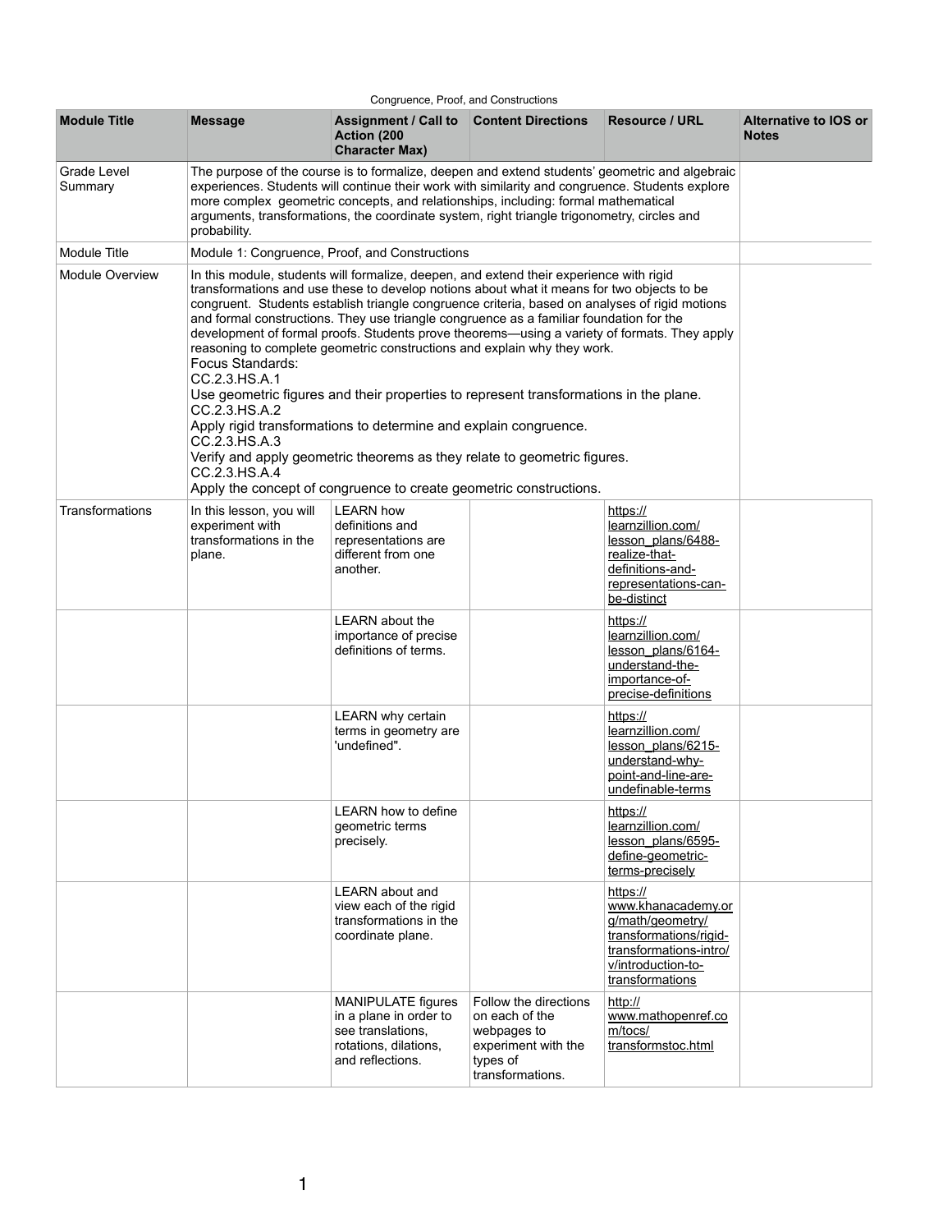Congruence, Proof, and Constructions

| Module Title | Message | Assignment / Call to Action (200 Character Max) | Content Directions | Resource / URL | Alternative to IOS or Notes |
|---|---|---|---|---|---|
| Grade Level Summary | The purpose of the course is to formalize, deepen and extend students' geometric and algebraic experiences. Students will continue their work with similarity and congruence. Students explore more complex geometric concepts, and relationships, including: formal mathematical arguments, transformations, the coordinate system, right triangle trigonometry, circles and probability. | | | | |
| Module Title | Module 1: Congruence, Proof, and Constructions | | | | |
| Module Overview | In this module, students will formalize, deepen, and extend their experience with rigid transformations and use these to develop notions about what it means for two objects to be congruent. Students establish triangle congruence criteria, based on analyses of rigid motions and formal constructions. They use triangle congruence as a familiar foundation for the development of formal proofs. Students prove theorems—using a variety of formats. They apply reasoning to complete geometric constructions and explain why they work.<br>Focus Standards:<br>CC.2.3.HS.A.1<br>Use geometric figures and their properties to represent transformations in the plane.<br>CC.2.3.HS.A.2<br>Apply rigid transformations to determine and explain congruence.<br>CC.2.3.HS.A.3<br>Verify and apply geometric theorems as they relate to geometric figures.<br>CC.2.3.HS.A.4<br>Apply the concept of congruence to create geometric constructions. | | | | |
| Transformations | In this lesson, you will experiment with transformations in the plane. | LEARN how definitions and representations are different from one another. | | https://learnzillion.com/lesson_plans/6488-realize-that-definitions-and-representations-can-be-distinct | |
| | | LEARN about the importance of precise definitions of terms. | | https://learnzillion.com/lesson_plans/6164-understand-the-importance-of-precise-definitions | |
| | | LEARN why certain terms in geometry are 'undefined". | | https://learnzillion.com/lesson_plans/6215-understand-why-point-and-line-are-undefinable-terms | |
| | | LEARN how to define geometric terms precisely. | | https://learnzillion.com/lesson_plans/6595-define-geometric-terms-precisely | |
| | | LEARN about and view each of the rigid transformations in the coordinate plane. | | https://www.khanacademy.org/math/geometry/transformations/rigid-transformations-intro/v/introduction-to-transformations | |
| | | MANIPULATE figures in a plane in order to see translations, rotations, dilations, and reflections. | Follow the directions on each of the webpages to experiment with the types of transformations. | http://www.mathopenref.com/tocs/transformstoc.html | |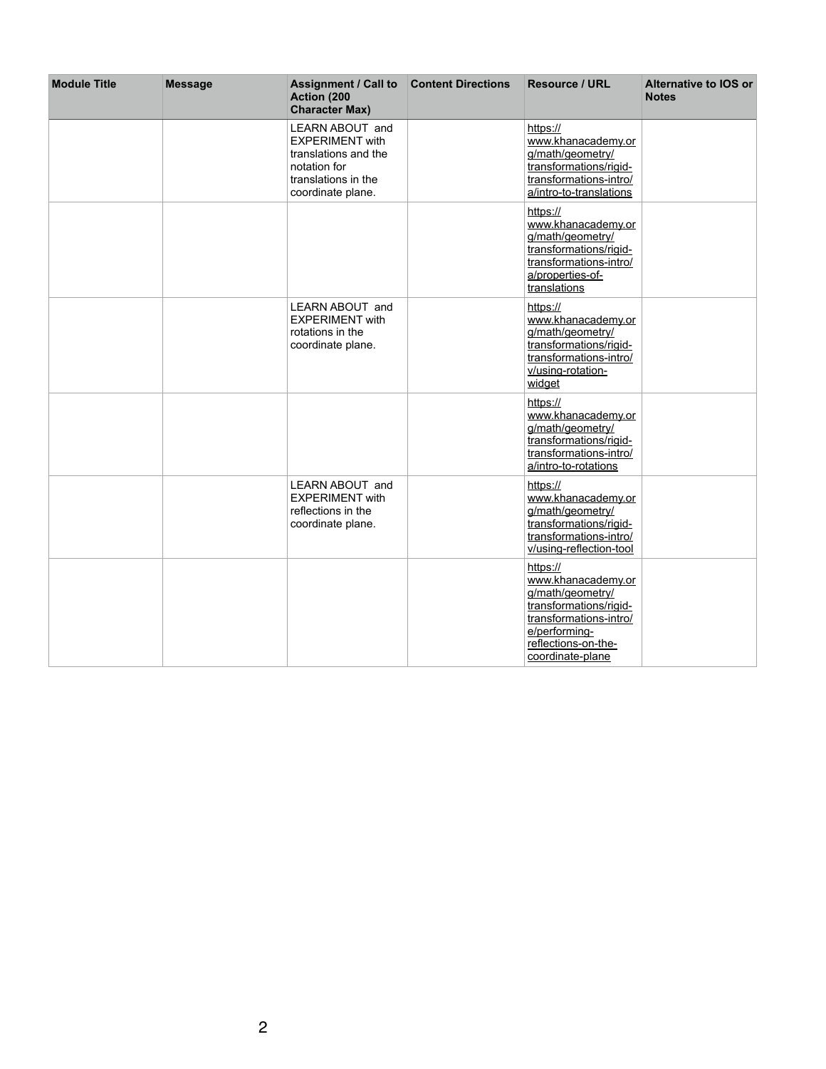| Module Title | Message | Assignment / Call to Action (200 Character Max) | Content Directions | Resource / URL | Alternative to IOS or Notes |
|---|---|---|---|---|---|
| | | LEARN ABOUT and EXPERIMENT with translations and the notation for translations in the coordinate plane. | | https://www.khanacademy.org/math/geometry/transformations/rigid-transformations-intro/a/intro-to-translations | |
| | | | | https://www.khanacademy.org/math/geometry/transformations/rigid-transformations-intro/a/properties-of-translations | |
| | | LEARN ABOUT and EXPERIMENT with rotations in the coordinate plane. | | https://www.khanacademy.org/math/geometry/transformations/rigid-transformations-intro/v/using-rotation-widget | |
| | | | | https://www.khanacademy.org/math/geometry/transformations/rigid-transformations-intro/a/intro-to-rotations | |
| | | LEARN ABOUT and EXPERIMENT with reflections in the coordinate plane. | | https://www.khanacademy.org/math/geometry/transformations/rigid-transformations-intro/v/using-reflection-tool | |
| | | | | https://www.khanacademy.org/math/geometry/transformations/rigid-transformations-intro/e/performing-reflections-on-the-coordinate-plane | |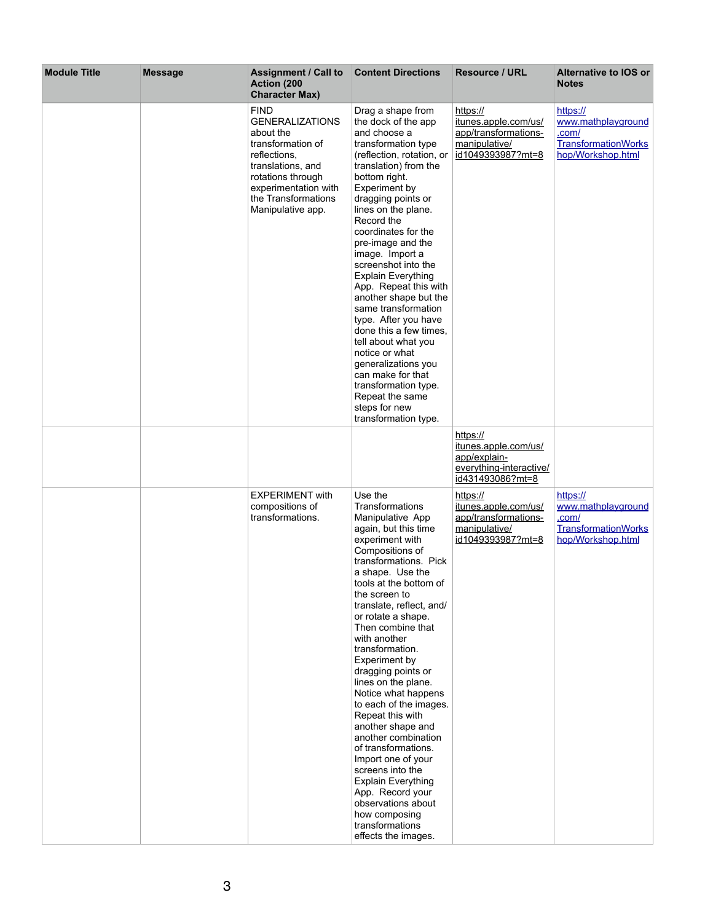| Module Title | Message | Assignment / Call to Action (200 Character Max) | Content Directions | Resource / URL | Alternative to IOS or Notes |
|---|---|---|---|---|---|
| | | FIND GENERALIZATIONS about the transformation of reflections, translations, and rotations through experimentation with the Transformations Manipulative app. | Drag a shape from the dock of the app and choose a transformation type (reflection, rotation, or translation) from the bottom right. Experiment by dragging points or lines on the plane. Record the coordinates for the pre-image and the image. Import a screenshot into the Explain Everything App. Repeat this with another shape but the same transformation type. After you have done this a few times, tell about what you notice or what generalizations you can make for that transformation type. Repeat the same steps for new transformation type. | https://itunes.apple.com/us/app/transformations-manipulative/id1049393987?mt=8 | https://www.mathplayground.com/TransformationWorkshop/Workshop.html |
| | | | | https://itunes.apple.com/us/app/explain-everything-interactive/id431493086?mt=8 | |
| | | EXPERIMENT with compositions of transformations. | Use the Transformations Manipulative App again, but this time experiment with Compositions of transformations. Pick a shape. Use the tools at the bottom of the screen to translate, reflect, and/or rotate a shape. Then combine that with another transformation. Experiment by dragging points or lines on the plane. Notice what happens to each of the images. Repeat this with another shape and another combination of transformations. Import one of your screens into the Explain Everything App. Record your observations about how composing transformations effects the images. | https://itunes.apple.com/us/app/transformations-manipulative/id1049393987?mt=8 | https://www.mathplayground.com/TransformationWorkshop/Workshop.html |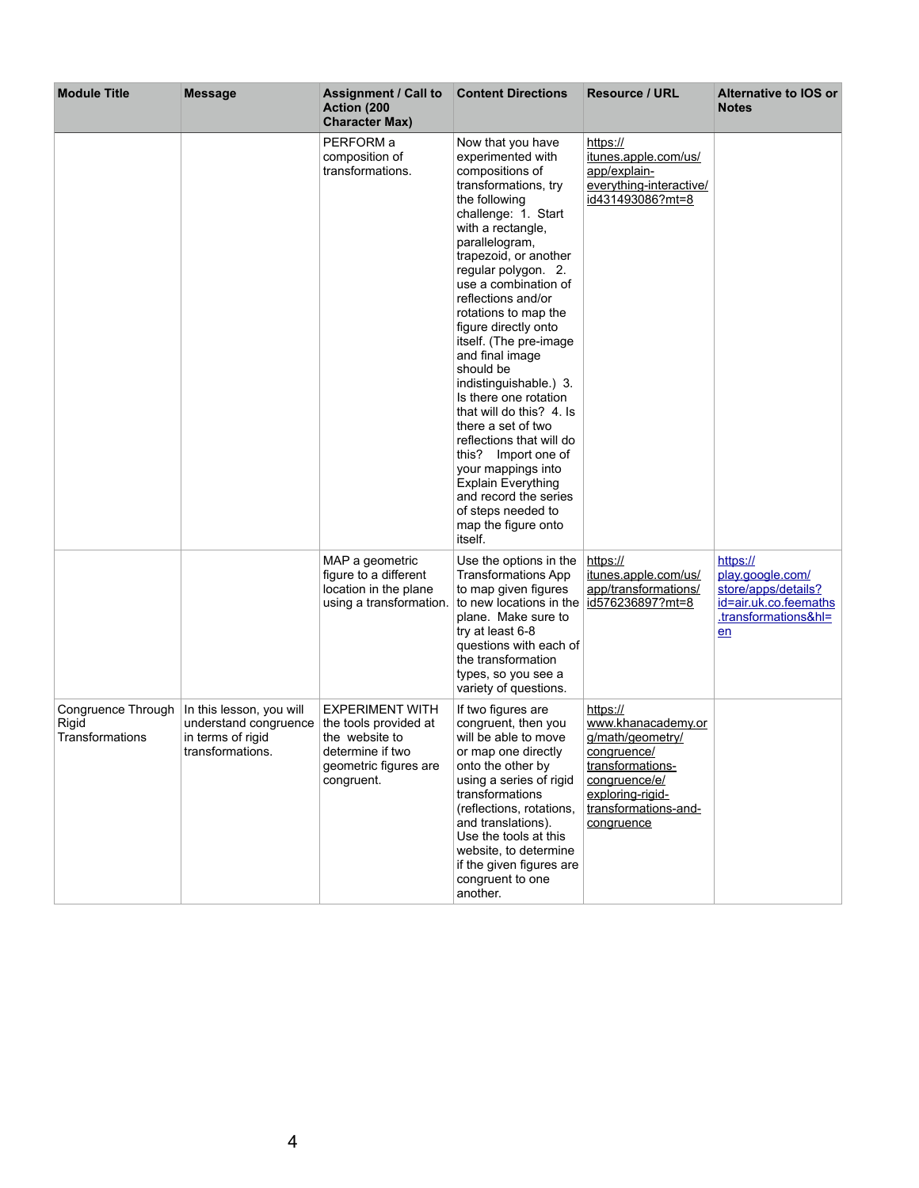| Module Title | Message | Assignment / Call to Action (200 Character Max) | Content Directions | Resource / URL | Alternative to IOS or Notes |
|---|---|---|---|---|---|
| | | PERFORM a composition of transformations. | Now that you have experimented with compositions of transformations, try the following challenge: 1. Start with a rectangle, parallelogram, trapezoid, or another regular polygon. 2. use a combination of reflections and/or rotations to map the figure directly onto itself. (The pre-image and final image should be indistinguishable.) 3. Is there one rotation that will do this? 4. Is there a set of two reflections that will do this? Import one of your mappings into Explain Everything and record the series of steps needed to map the figure onto itself. | https://itunes.apple.com/us/app/explain-everything-interactive/id431493086?mt=8 | |
| | | MAP a geometric figure to a different location in the plane using a transformation. | Use the options in the Transformations App to map given figures to new locations in the plane. Make sure to try at least 6-8 questions with each of the transformation types, so you see a variety of questions. | https://itunes.apple.com/us/app/transformations/id576236897?mt=8 | https://play.google.com/store/apps/details?id=air.uk.co.feemaths.transformations&hl=en |
| Congruence Through Rigid Transformations | In this lesson, you will understand congruence in terms of rigid transformations. | EXPERIMENT WITH the tools provided at the website to determine if two geometric figures are congruent. | If two figures are congruent, then you will be able to move or map one directly onto the other by using a series of rigid transformations (reflections, rotations, and translations). Use the tools at this website, to determine if the given figures are congruent to one another. | https://www.khanacademy.org/math/geometry/congruence/transformations-congruence/e/exploring-rigid-transformations-and-congruence | |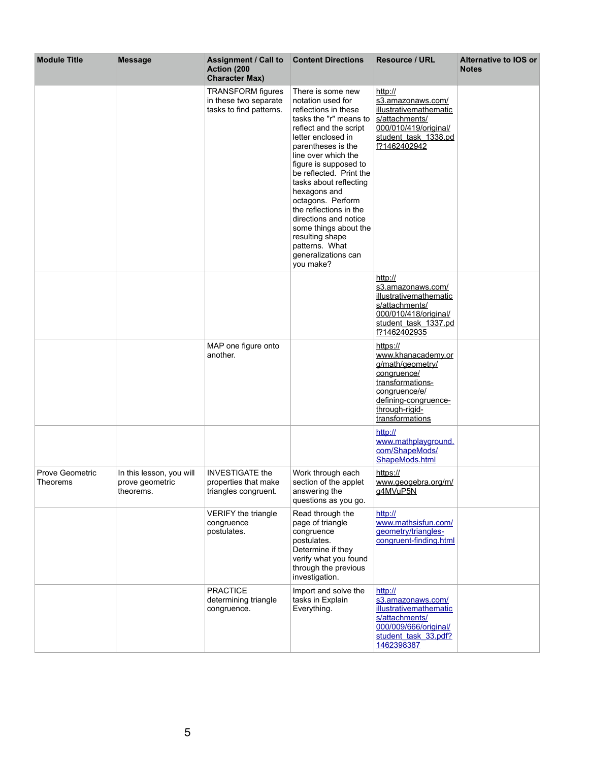| Module Title | Message | Assignment / Call to Action (200 Character Max) | Content Directions | Resource / URL | Alternative to IOS or Notes |
|---|---|---|---|---|---|
| | | TRANSFORM figures in these two separate tasks to find patterns. | There is some new notation used for reflections in these tasks the "r" means to reflect and the script letter enclosed in parentheses is the line over which the figure is supposed to be reflected. Print the tasks about reflecting hexagons and octagons. Perform the reflections in the directions and notice some things about the resulting shape patterns. What generalizations can you make? | http://s3.amazonaws.com/illustrativemathematics/attachments/000/010/419/original/student_task_1338.pdf?1462402942 | |
| | | | | http://s3.amazonaws.com/illustrativemathematics/attachments/000/010/418/original/student_task_1337.pdf?1462402935 | |
| | | MAP one figure onto another. | | https://www.khanacademy.org/math/geometry/congruence/transformations-congruence/e/defining-congruence-through-rigid-transformations | |
| | | | | http://www.mathplayground.com/ShapeMods/ShapeMods.html | |
| Prove Geometric Theorems | In this lesson, you will prove geometric theorems. | INVESTIGATE the properties that make triangles congruent. | Work through each section of the applet answering the questions as you go. | https://www.geogebra.org/m/g4MVuP5N | |
| | | VERIFY the triangle congruence postulates. | Read through the page of triangle congruence postulates. Determine if they verify what you found through the previous investigation. | http://www.mathsisfun.com/geometry/triangles-congruent-finding.html | |
| | | PRACTICE determining triangle congruence. | Import and solve the tasks in Explain Everything. | http://s3.amazonaws.com/illustrativemathematics/attachments/000/009/666/original/student_task_33.pdf?1462398387 | |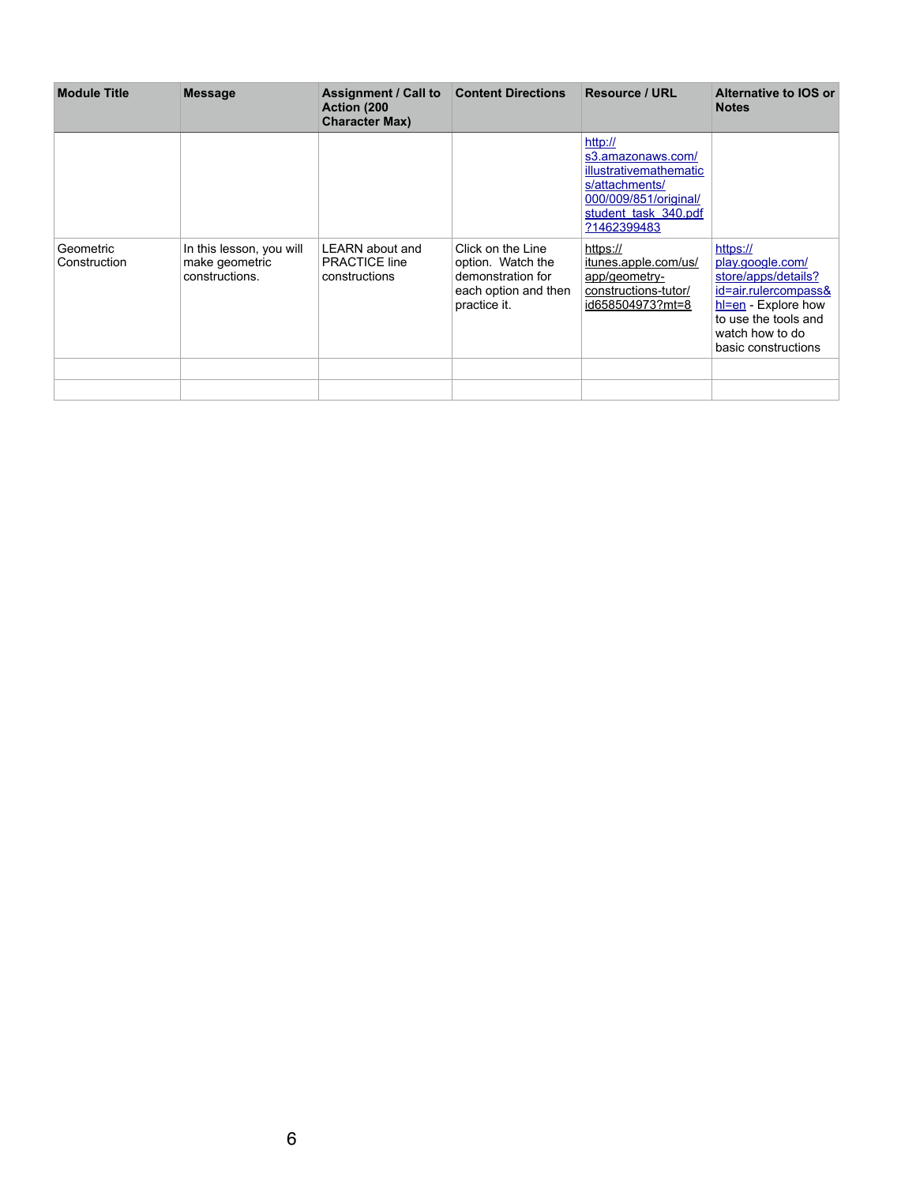| Module Title | Message | Assignment / Call to Action (200 Character Max) | Content Directions | Resource / URL | Alternative to IOS or Notes |
|---|---|---|---|---|---|
| | | | | http://s3.amazonaws.com/illustrativemathematics/attachments/000/009/851/original/student_task_340.pdf?1462399483 | |
| Geometric Construction | In this lesson, you will make geometric constructions. | LEARN about and PRACTICE line constructions | Click on the Line option. Watch the demonstration for each option and then practice it. | https://itunes.apple.com/us/app/geometry-constructions-tutor/id658504973?mt=8 | https://play.google.com/store/apps/details?id=air.rulercompass&hl=en - Explore how to use the tools and watch how to do basic constructions |
| | | | | | |
| | | | | | |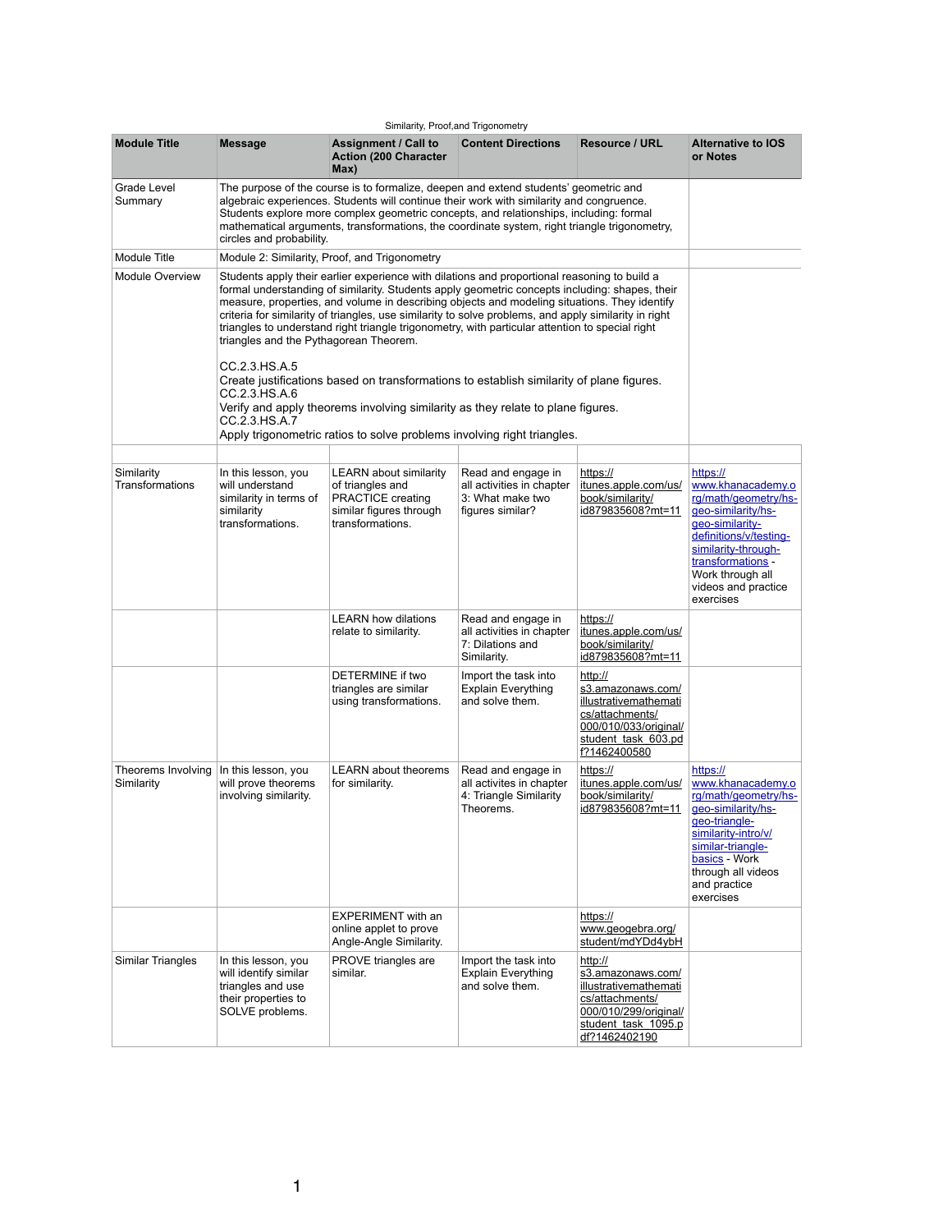Similarity, Proof,and Trigonometry

| Module Title | Message | Assignment / Call to Action (200 Character Max) | Content Directions | Resource / URL | Alternative to IOS or Notes |
|---|---|---|---|---|---|
| Grade Level Summary | The purpose of the course is to formalize, deepen and extend students' geometric and algebraic experiences. Students will continue their work with similarity and congruence. Students explore more complex geometric concepts, and relationships, including: formal mathematical arguments, transformations, the coordinate system, right triangle trigonometry, circles and probability. | | | | |
| Module Title | Module 2: Similarity, Proof, and Trigonometry | | | | |
| Module Overview | Students apply their earlier experience with dilations and proportional reasoning to build a formal understanding of similarity. Students apply geometric concepts including: shapes, their measure, properties, and volume in describing objects and modeling situations. They identify criteria for similarity of triangles, use similarity to solve problems, and apply similarity in right triangles to understand right triangle trigonometry, with particular attention to special right triangles and the Pythagorean Theorem.<br><br>CC.2.3.HS.A.5<br>Create justifications based on transformations to establish similarity of plane figures.<br>CC.2.3.HS.A.6<br>Verify and apply theorems involving similarity as they relate to plane figures.<br>CC.2.3.HS.A.7<br>Apply trigonometric ratios to solve problems involving right triangles. | | | | |
| | | | | | |
| Similarity Transformations | In this lesson, you will understand similarity in terms of similarity transformations. | LEARN about similarity of triangles and PRACTICE creating similar figures through transformations. | Read and engage in all activities in chapter 3: What make two figures similar? | https://itunes.apple.com/us/book/similarity/id879835608?mt=11 | https://www.khanacademy.org/math/geometry/hs-geo-similarity/hs-geo-similarity-definitions/v/testing-similarity-through-transformations - Work through all videos and practice exercises |
| | | LEARN how dilations relate to similarity. | Read and engage in all activities in chapter 7: Dilations and Similarity. | https://itunes.apple.com/us/book/similarity/id879835608?mt=11 | |
| | | DETERMINE if two triangles are similar using transformations. | Import the task into Explain Everything and solve them. | http://s3.amazonaws.com/illustrativemathematics/attachments/000/010/033/original/student_task_603.pdf?1462400580 | |
| Theorems Involving Similarity | In this lesson, you will prove theorems involving similarity. | LEARN about theorems for similarity. | Read and engage in all activites in chapter 4: Triangle Similarity Theorems. | https://itunes.apple.com/us/book/similarity/id879835608?mt=11 | https://www.khanacademy.org/math/geometry/hs-geo-similarity/hs-geo-triangle-similarity-intro/v/similar-triangle-basics - Work through all videos and practice exercises |
| | | EXPERIMENT with an online applet to prove Angle-Angle Similarity. | | https://www.geogebra.org/student/mdYDd4ybH | |
| Similar Triangles | In this lesson, you will identify similar triangles and use their properties to SOLVE problems. | PROVE triangles are similar. | Import the task into Explain Everything and solve them. | http://s3.amazonaws.com/illustrativemathematics/attachments/000/010/299/original/student_task_1095.pdf?1462402190 | |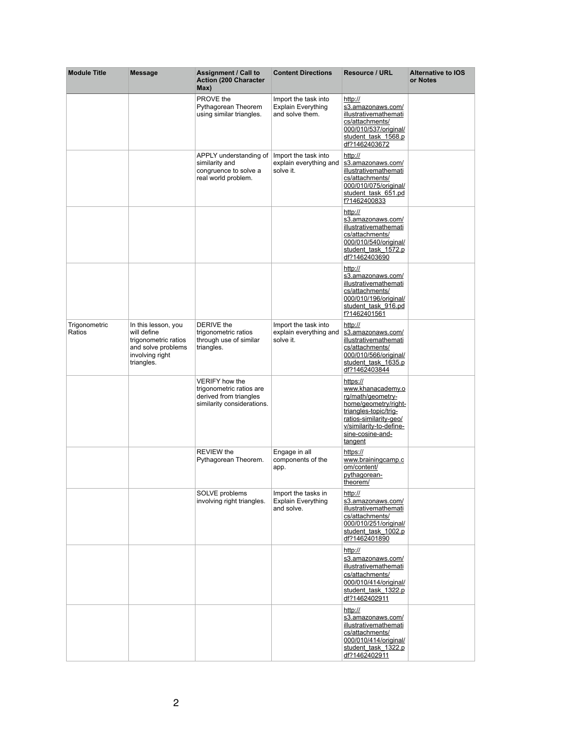| Module Title | Message | Assignment / Call to Action (200 Character Max) | Content Directions | Resource / URL | Alternative to IOS or Notes |
|---|---|---|---|---|---|
| | | PROVE the Pythagorean Theorem using similar triangles. | Import the task into Explain Everything and solve them. | http://s3.amazonaws.com/illustrativemathematics/attachments/000/010/537/original/student_task_1568.pdf?1462403672 | |
| | | APPLY understanding of similarity and congruence to solve a real world problem. | Import the task into explain everything and solve it. | http://s3.amazonaws.com/illustrativemathematics/attachments/000/010/075/original/student_task_651.pdf?1462400833 | |
| | | | | http://s3.amazonaws.com/illustrativemathematics/attachments/000/010/540/original/student_task_1572.pdf?1462403690 | |
| | | | | http://s3.amazonaws.com/illustrativemathematics/attachments/000/010/196/original/student_task_916.pdf?1462401561 | |
| Trigonometric Ratios | In this lesson, you will define trigonometric ratios and solve problems involving right triangles. | DERIVE the trigonometric ratios through use of similar triangles. | Import the task into explain everything and solve it. | http://s3.amazonaws.com/illustrativemathematics/attachments/000/010/566/original/student_task_1635.pdf?1462403844 | |
| | | VERIFY how the trigonometric ratios are derived from triangles similarity considerations. | | https://www.khanacademy.org/math/geometry-home/geometry/right-triangles-topic/trig-ratios-similarity-geo/v/similarity-to-define-sine-cosine-and-tangent | |
| | | REVIEW the Pythagorean Theorem. | Engage in all components of the app. | https://www.brainingcamp.com/content/pythagorean-theorem/ | |
| | | SOLVE problems involving right triangles. | Import the tasks in Explain Everything and solve. | http://s3.amazonaws.com/illustrativemathematics/attachments/000/010/251/original/student_task_1002.pdf?1462401890 | |
| | | | | http://s3.amazonaws.com/illustrativemathematics/attachments/000/010/414/original/student_task_1322.pdf?1462402911 | |
| | | | | http://s3.amazonaws.com/illustrativemathematics/attachments/000/010/414/original/student_task_1322.pdf?1462402911 | |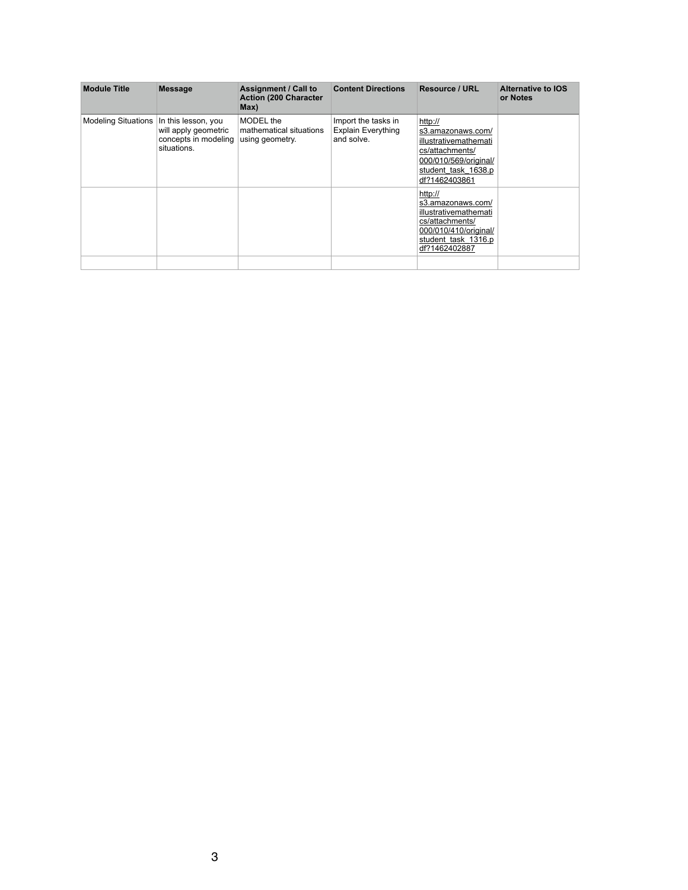| Module Title | Message | Assignment / Call to Action (200 Character Max) | Content Directions | Resource / URL | Alternative to IOS or Notes |
|---|---|---|---|---|---|
| Modeling Situations | In this lesson, you will apply geometric concepts in modeling situations. | MODEL the mathematical situations using geometry. | Import the tasks in Explain Everything and solve. | http://s3.amazonaws.com/illustrativemathematics/attachments/000/010/569/original/student_task_1638.pdf?1462403861 | |
| | | | | http://s3.amazonaws.com/illustrativemathematics/attachments/000/010/410/original/student_task_1316.pdf?1462402887 | |
| | | | | | |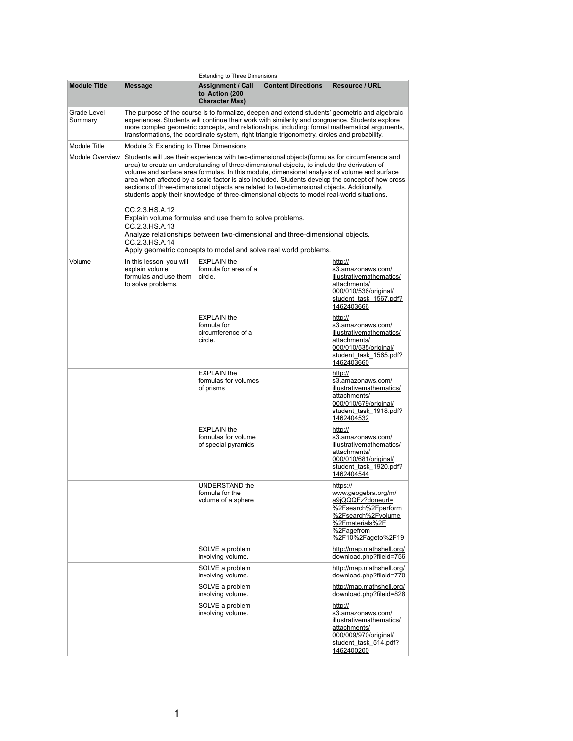Extending to Three Dimensions

| Module Title | Message | Assignment / Call to Action (200 Character Max) | Content Directions | Resource / URL |
| --- | --- | --- | --- | --- |
| Grade Level Summary | The purpose of the course is to formalize, deepen and extend students' geometric and algebraic experiences. Students will continue their work with similarity and congruence. Students explore more complex geometric concepts, and relationships, including: formal mathematical arguments, transformations, the coordinate system, right triangle trigonometry, circles and probability. | | | |
| Module Title | Module 3: Extending to Three Dimensions | | | |
| Module Overview | Students will use their experience with two-dimensional objects(formulas for circumference and area) to create an understanding of three-dimensional objects, to include the derivation of volume and surface area formulas. In this module, dimensional analysis of volume and surface area when affected by a scale factor is also included. Students develop the concept of how cross sections of three-dimensional objects are related to two-dimensional objects. Additionally, students apply their knowledge of three-dimensional objects to model real-world situations.<br><br>CC.2.3.HS.A.12<br>Explain volume formulas and use them to solve problems.<br>CC.2.3.HS.A.13<br>Analyze relationships between two-dimensional and three-dimensional objects.<br>CC.2.3.HS.A.14<br>Apply geometric concepts to model and solve real world problems. | | | |
| Volume | In this lesson, you will explain volume formulas and use them to solve problems. | EXPLAIN the formula for area of a circle. | | http://s3.amazonaws.com/illustrativemathematics/attachments/000/010/536/original/student_task_1567.pdf?1462403666 |
| | | EXPLAIN the formula for circumference of a circle. | | http://s3.amazonaws.com/illustrativemathematics/attachments/000/010/535/original/student_task_1565.pdf?1462403660 |
| | | EXPLAIN the formulas for volumes of prisms | | http://s3.amazonaws.com/illustrativemathematics/attachments/000/010/679/original/student_task_1918.pdf?1462404532 |
| | | EXPLAIN the formulas for volume of special pyramids | | http://s3.amazonaws.com/illustrativemathematics/attachments/000/010/681/original/student_task_1920.pdf?1462404544 |
| | | UNDERSTAND the formula for the volume of a sphere | | https://www.geogebra.org/m/a9jQQQFz?doneurl=%2Fsearch%2Fperform%2Fsearch%2Fvolume%2Fmaterials%2F%2Fagefrom%2F10%2Fageto%2F19 |
| | | SOLVE a problem involving volume. | | http://map.mathshell.org/download.php?fileid=756 |
| | | SOLVE a problem involving volume. | | http://map.mathshell.org/download.php?fileid=770 |
| | | SOLVE a problem involving volume. | | http://map.mathshell.org/download.php?fileid=828 |
| | | SOLVE a problem involving volume. | | http://s3.amazonaws.com/illustrativemathematics/attachments/000/009/970/original/student_task_514.pdf?1462400200 |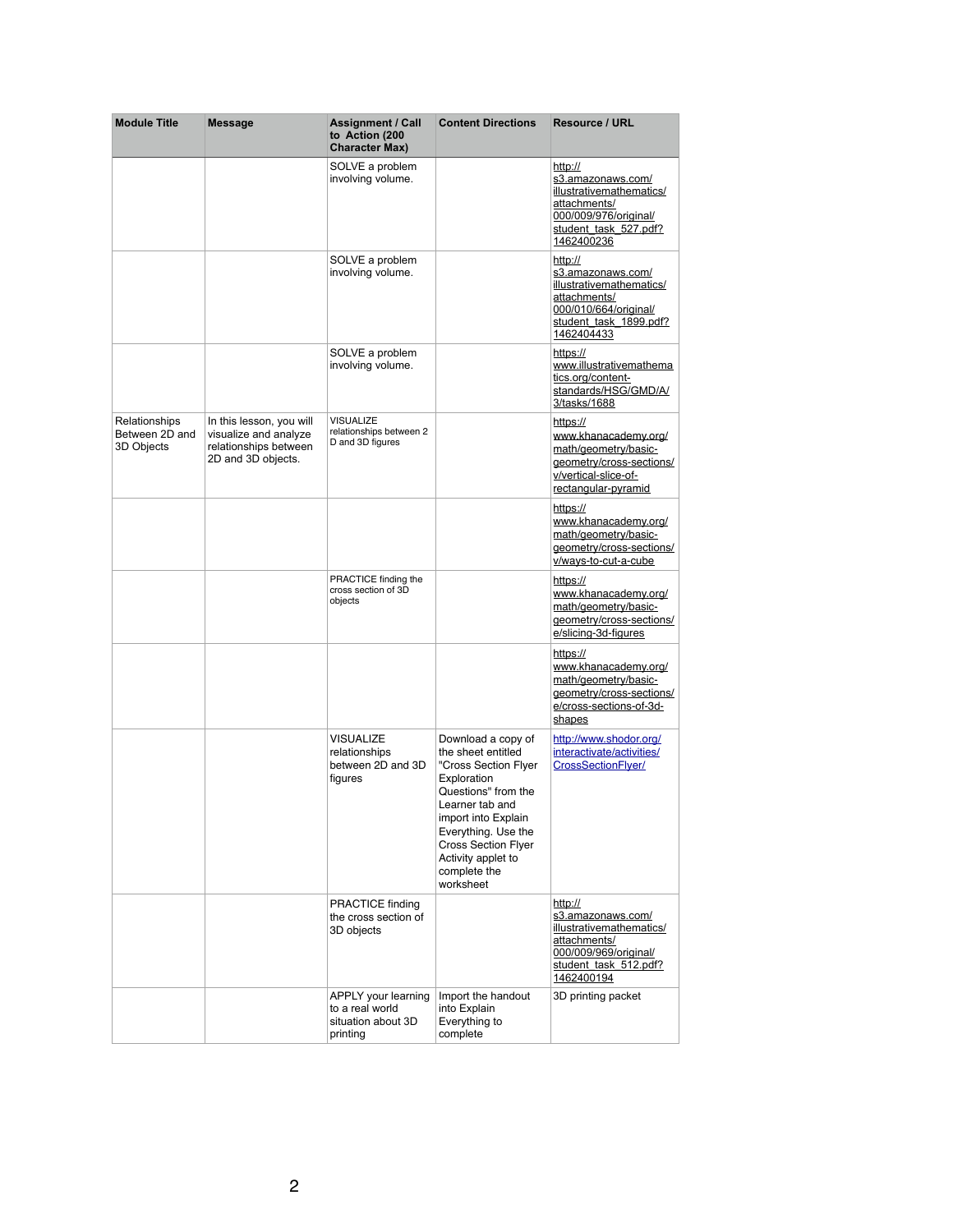| Module Title | Message | Assignment / Call to Action (200 Character Max) | Content Directions | Resource / URL |
|---|---|---|---|---|
| | | SOLVE a problem involving volume. | | http://s3.amazonaws.com/illustrativemathematics/attachments/000/009/976/original/student_task_527.pdf?1462400236 |
| | | SOLVE a problem involving volume. | | http://s3.amazonaws.com/illustrativemathematics/attachments/000/010/664/original/student_task_1899.pdf?1462404433 |
| | | SOLVE a problem involving volume. | | https://www.illustrativemathematics.org/content-standards/HSG/GMD/A/3/tasks/1688 |
| Relationships Between 2D and 3D Objects | In this lesson, you will visualize and analyze relationships between 2D and 3D objects. | VISUALIZE relationships between 2 D and 3D figures | | https://www.khanacademy.org/math/geometry/basic-geometry/cross-sections/v/vertical-slice-of-rectangular-pyramid |
| | | | | https://www.khanacademy.org/math/geometry/basic-geometry/cross-sections/v/ways-to-cut-a-cube |
| | | PRACTICE finding the cross section of 3D objects | | https://www.khanacademy.org/math/geometry/basic-geometry/cross-sections/e/slicing-3d-figures |
| | | | | https://www.khanacademy.org/math/geometry/basic-geometry/cross-sections/e/cross-sections-of-3d-shapes |
| | | VISUALIZE relationships between 2D and 3D figures | Download a copy of the sheet entitled "Cross Section Flyer Exploration Questions" from the Learner tab and import into Explain Everything. Use the Cross Section Flyer Activity applet to complete the worksheet | http://www.shodor.org/interactivate/activities/CrossSectionFlyer/ |
| | | PRACTICE finding the cross section of 3D objects | | http://s3.amazonaws.com/illustrativemathematics/attachments/000/009/969/original/student_task_512.pdf?1462400194 |
| | | APPLY your learning to a real world situation about 3D printing | Import the handout into Explain Everything to complete | 3D printing packet |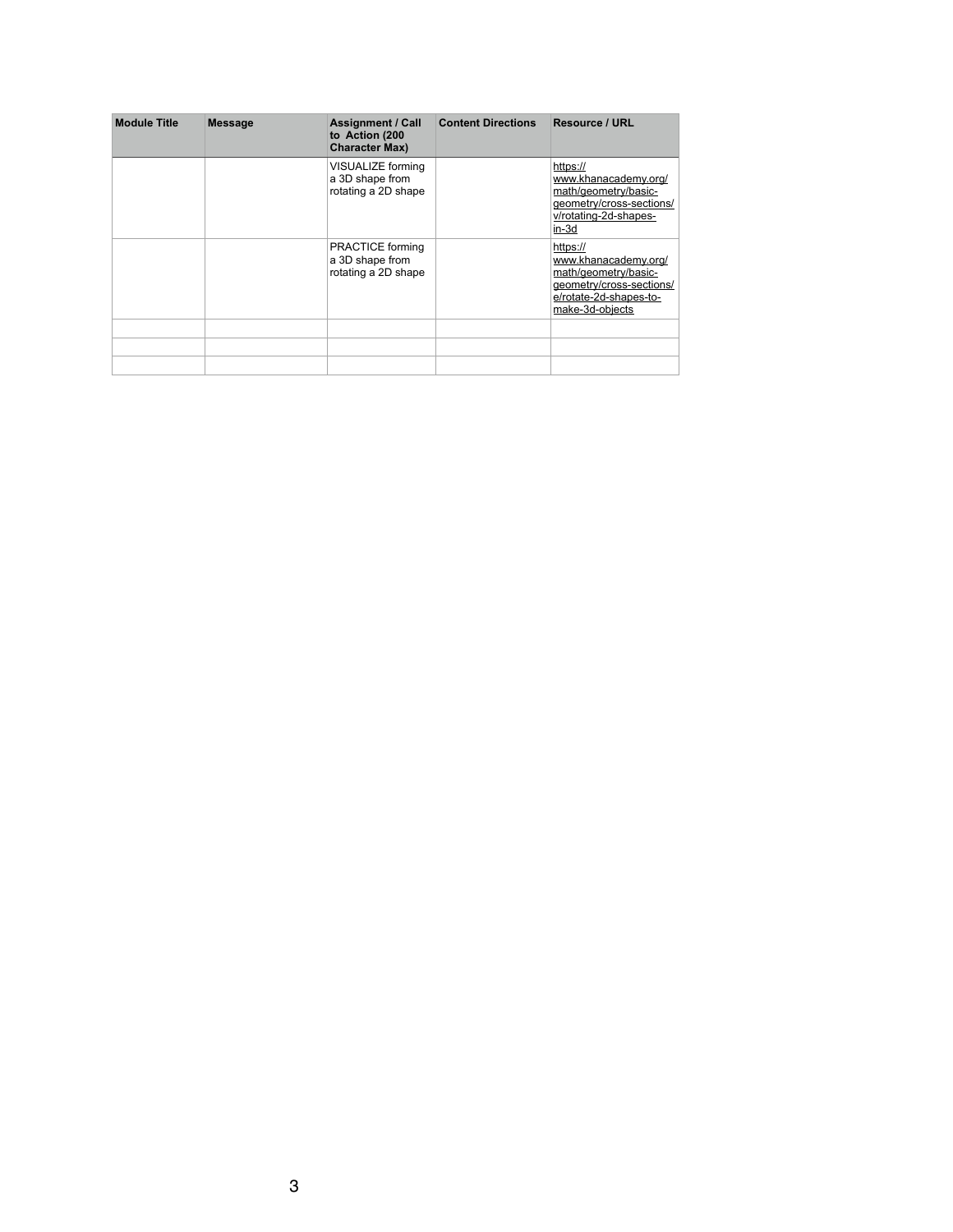| Module Title | Message | Assignment / Call to Action (200 Character Max) | Content Directions | Resource / URL |
| --- | --- | --- | --- | --- |
| | | VISUALIZE forming a 3D shape from rotating a 2D shape | | https://www.khanacademy.org/math/geometry/basic-geometry/cross-sections/v/rotating-2d-shapes-in-3d |
| | | PRACTICE forming a 3D shape from rotating a 2D shape | | https://www.khanacademy.org/math/geometry/basic-geometry/cross-sections/e/rotate-2d-shapes-to-make-3d-objects |
| | | | | |
| | | | | |
| | | | | |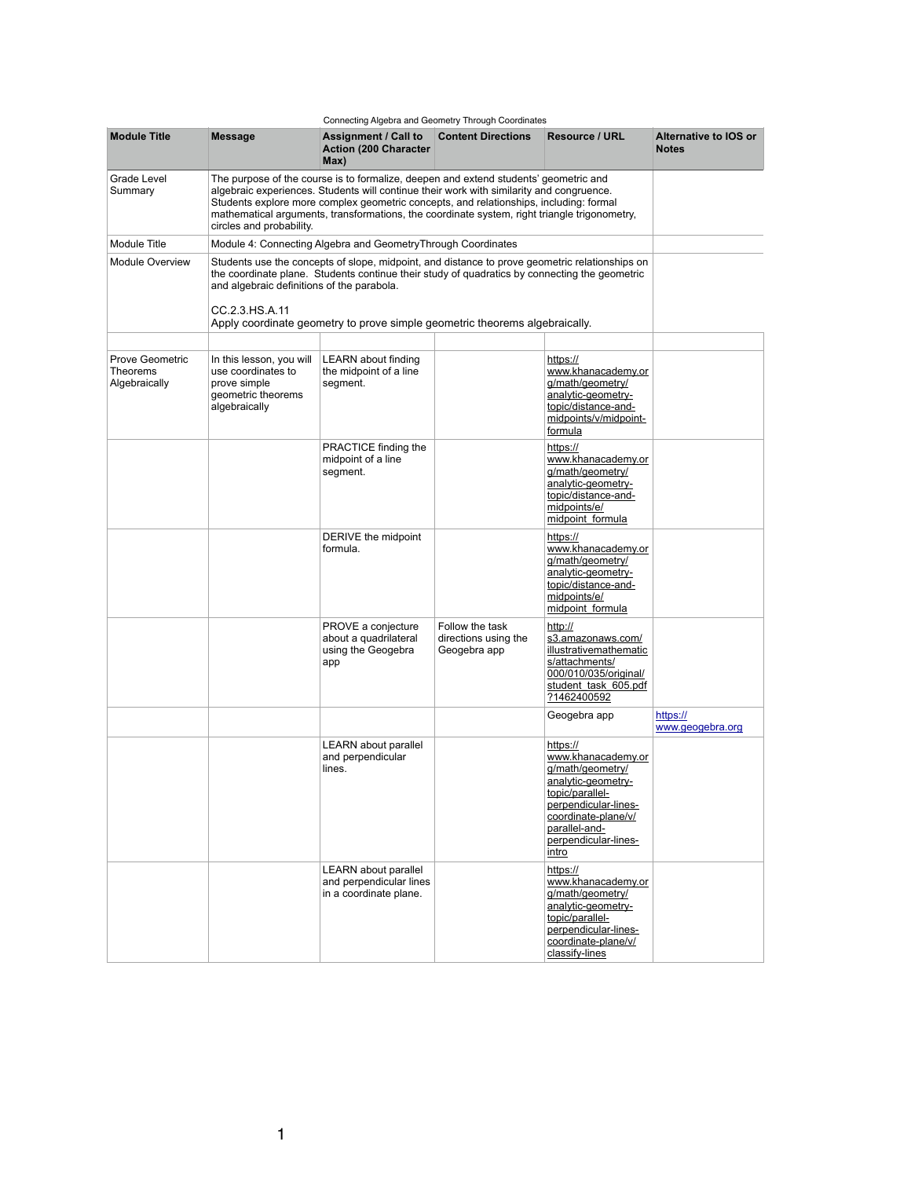Connecting Algebra and Geometry Through Coordinates

| Module Title | Message | Assignment / Call to Action (200 Character Max) | Content Directions | Resource / URL | Alternative to IOS or Notes |
|---|---|---|---|---|---|
| Grade Level Summary | The purpose of the course is to formalize, deepen and extend students' geometric and algebraic experiences. Students will continue their work with similarity and congruence. Students explore more complex geometric concepts, and relationships, including: formal mathematical arguments, transformations, the coordinate system, right triangle trigonometry, circles and probability. | | | | |
| Module Title | Module 4: Connecting Algebra and GeometryThrough Coordinates | | | | |
| Module Overview | Students use the concepts of slope, midpoint, and distance to prove geometric relationships on the coordinate plane. Students continue their study of quadratics by connecting the geometric and algebraic definitions of the parabola.<br><br>CC.2.3.HS.A.11<br>Apply coordinate geometry to prove simple geometric theorems algebraically. | | | | |
| | | | | | |
| Prove Geometric Theorems Algebraically | In this lesson, you will use coordinates to prove simple geometric theorems algebraically | LEARN about finding the midpoint of a line segment. | | https://www.khanacademy.org/math/geometry/analytic-geometry-topic/distance-and-midpoints/v/midpoint-formula | |
| | | PRACTICE finding the midpoint of a line segment. | | https://www.khanacademy.org/math/geometry/analytic-geometry-topic/distance-and-midpoints/e/midpoint_formula | |
| | | DERIVE the midpoint formula. | | https://www.khanacademy.org/math/geometry/analytic-geometry-topic/distance-and-midpoints/e/midpoint_formula | |
| | | PROVE a conjecture about a quadrilateral using the Geogebra app | Follow the task directions using the Geogebra app | http://s3.amazonaws.com/illustrativemathematics/attachments/000/010/035/original/student_task_605.pdf?1462400592 | |
| | | | | Geogebra app | https://www.geogebra.org |
| | | LEARN about parallel and perpendicular lines. | | https://www.khanacademy.org/math/geometry/analytic-geometry-topic/parallel-perpendicular-lines-coordinate-plane/v/parallel-and-perpendicular-lines-intro | |
| | | LEARN about parallel and perpendicular lines in a coordinate plane. | | https://www.khanacademy.org/math/geometry/analytic-geometry-topic/parallel-perpendicular-lines-coordinate-plane/v/classify-lines | |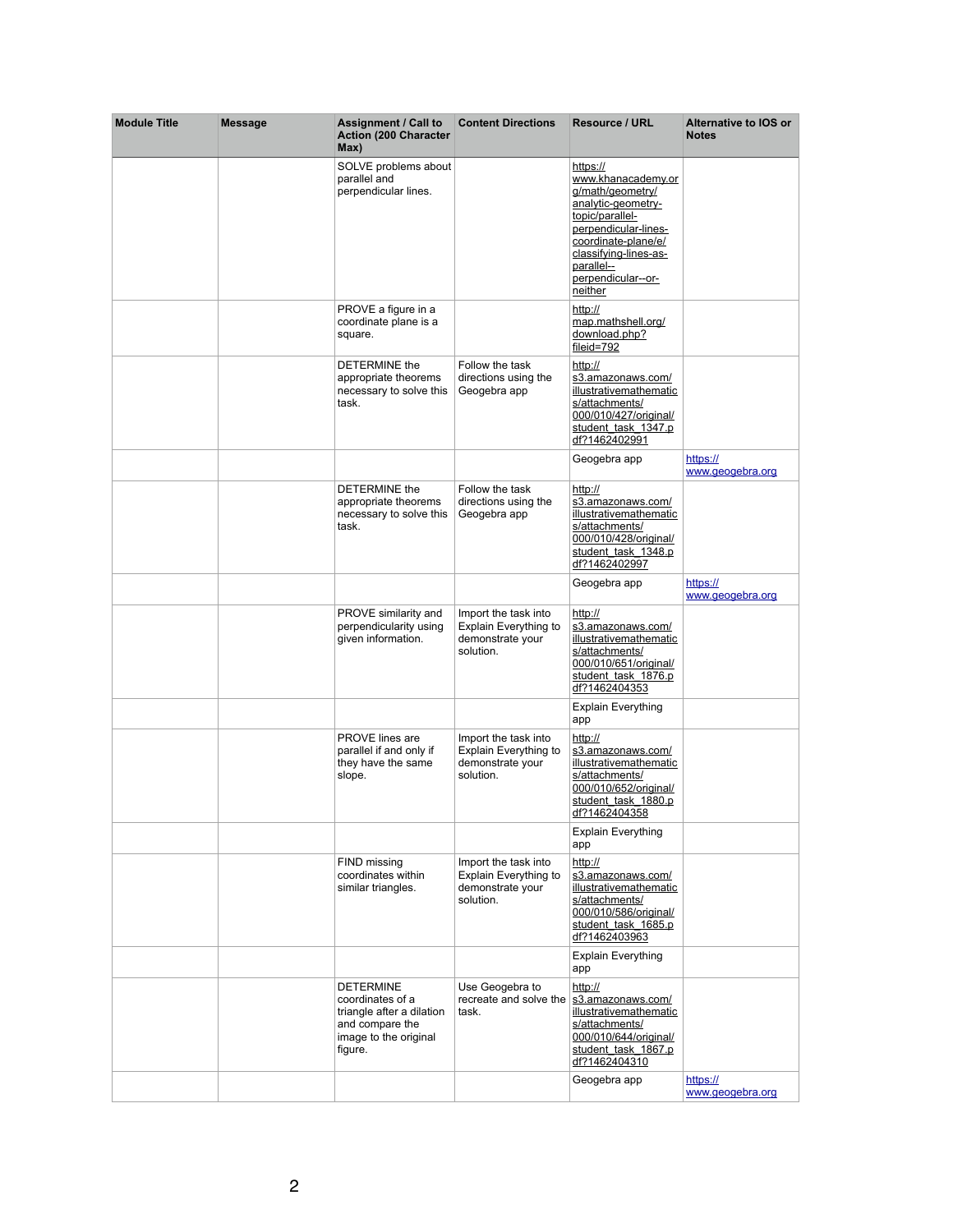| Module Title | Message | Assignment / Call to Action (200 Character Max) | Content Directions | Resource / URL | Alternative to IOS or Notes |
|---|---|---|---|---|---|
| | | SOLVE problems about parallel and perpendicular lines. | | https://www.khanacademy.org/math/geometry/analytic-geometry-topic/parallel-perpendicular-lines-coordinate-plane/e/classifying-lines-as-parallel--perpendicular--or-neither | |
| | | PROVE a figure in a coordinate plane is a square. | | http://map.mathshell.org/download.php?fileid=792 | |
| | | DETERMINE the appropriate theorems necessary to solve this task. | Follow the task directions using the Geogebra app | http://s3.amazonaws.com/illustrativemathematics/attachments/000/010/427/original/student_task_1347.pdf?1462402991 | |
| | | | | Geogebra app | https://www.geogebra.org |
| | | DETERMINE the appropriate theorems necessary to solve this task. | Follow the task directions using the Geogebra app | http://s3.amazonaws.com/illustrativemathematics/attachments/000/010/428/original/student_task_1348.pdf?1462402997 | |
| | | | | Geogebra app | https://www.geogebra.org |
| | | PROVE similarity and perpendicularity using given information. | Import the task into Explain Everything to demonstrate your solution. | http://s3.amazonaws.com/illustrativemathematics/attachments/000/010/651/original/student_task_1876.pdf?1462404353 | |
| | | | | Explain Everything app | |
| | | PROVE lines are parallel if and only if they have the same slope. | Import the task into Explain Everything to demonstrate your solution. | http://s3.amazonaws.com/illustrativemathematics/attachments/000/010/652/original/student_task_1880.pdf?1462404358 | |
| | | | | Explain Everything app | |
| | | FIND missing coordinates within similar triangles. | Import the task into Explain Everything to demonstrate your solution. | http://s3.amazonaws.com/illustrativemathematics/attachments/000/010/586/original/student_task_1685.pdf?1462403963 | |
| | | | | Explain Everything app | |
| | | DETERMINE coordinates of a triangle after a dilation and compare the image to the original figure. | Use Geogebra to recreate and solve the task. | http://s3.amazonaws.com/illustrativemathematics/attachments/000/010/644/original/student_task_1867.pdf?1462404310 | |
| | | | | Geogebra app | https://www.geogebra.org |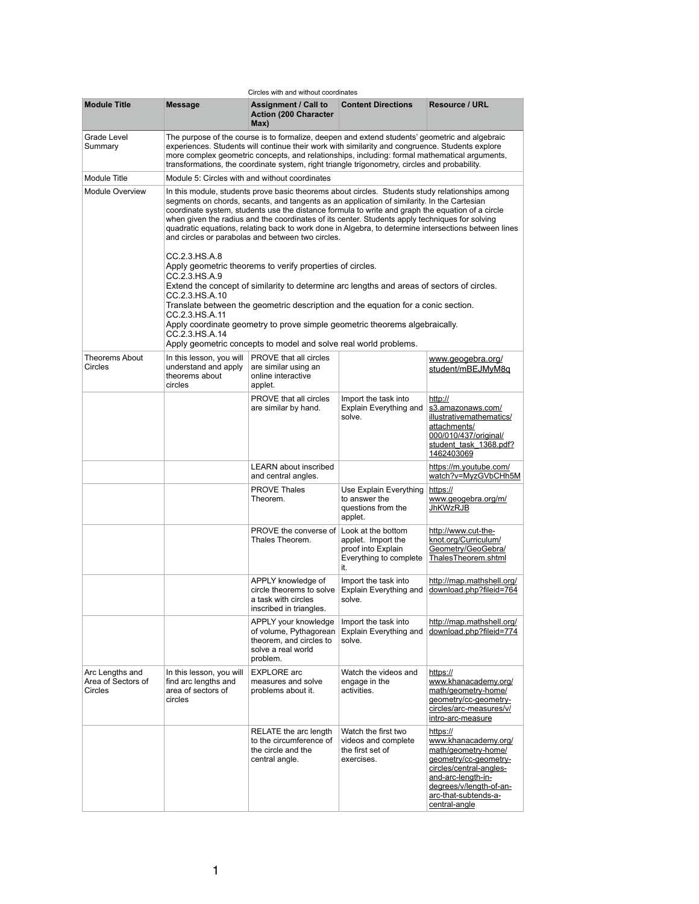Circles with and without coordinates

| Module Title | Message | Assignment / Call to Action (200 Character Max) | Content Directions | Resource / URL |
|---|---|---|---|---|
| Grade Level Summary | The purpose of the course is to formalize, deepen and extend students' geometric and algebraic experiences. Students will continue their work with similarity and congruence. Students explore more complex geometric concepts, and relationships, including: formal mathematical arguments, transformations, the coordinate system, right triangle trigonometry, circles and probability. | | | |
| Module Title | Module 5: Circles with and without coordinates | | | |
| Module Overview | In this module, students prove basic theorems about circles. Students study relationships among segments on chords, secants, and tangents as an application of similarity. In the Cartesian coordinate system, students use the distance formula to write and graph the equation of a circle when given the radius and the coordinates of its center. Students apply techniques for solving quadratic equations, relating back to work done in Algebra, to determine intersections between lines and circles or parabolas and between two circles.<br><br>CC.2.3.HS.A.8<br>Apply geometric theorems to verify properties of circles.<br>CC.2.3.HS.A.9<br>Extend the concept of similarity to determine arc lengths and areas of sectors of circles.<br>CC.2.3.HS.A.10<br>Translate between the geometric description and the equation for a conic section.<br>CC.2.3.HS.A.11<br>Apply coordinate geometry to prove simple geometric theorems algebraically.<br>CC.2.3.HS.A.14<br>Apply geometric concepts to model and solve real world problems. | | | |
| Theorems About Circles | In this lesson, you will understand and apply theorems about circles | PROVE that all circles are similar using an online interactive applet. | | www.geogebra.org/student/mBEJMyM8q |
| | | PROVE that all circles are similar by hand. | Import the task into Explain Everything and solve. | http://s3.amazonaws.com/illustrativemathematics/attachments/000/010/437/original/student_task_1368.pdf?1462403069 |
| | | LEARN about inscribed and central angles. | | https://m.youtube.com/watch?v=MyzGVbCHh5M |
| | | PROVE Thales Theorem. | Use Explain Everything to answer the questions from the applet. | https://www.geogebra.org/m/JhKWzRJB |
| | | PROVE the converse of Thales Theorem. | Look at the bottom applet. Import the proof into Explain Everything to complete it. | http://www.cut-the-knot.org/Curriculum/Geometry/GeoGebra/ThalesTheorem.shtml |
| | | APPLY knowledge of circle theorems to solve a task with circles inscribed in triangles. | Import the task into Explain Everything and solve. | http://map.mathshell.org/download.php?fileid=764 |
| | | APPLY your knowledge of volume, Pythagorean theorem, and circles to solve a real world problem. | Import the task into Explain Everything and solve. | http://map.mathshell.org/download.php?fileid=774 |
| Arc Lengths and Area of Sectors of Circles | In this lesson, you will find arc lengths and area of sectors of circles | EXPLORE arc measures and solve problems about it. | Watch the videos and engage in the activities. | https://www.khanacademy.org/math/geometry-home/geometry/cc-geometry-circles/arc-measures/v/intro-arc-measure |
| | | RELATE the arc length to the circumference of the circle and the central angle. | Watch the first two videos and complete the first set of exercises. | https://www.khanacademy.org/math/geometry-home/geometry/cc-geometry-circles/central-angles-and-arc-length-in-degrees/v/length-of-an-arc-that-subtends-a-central-angle |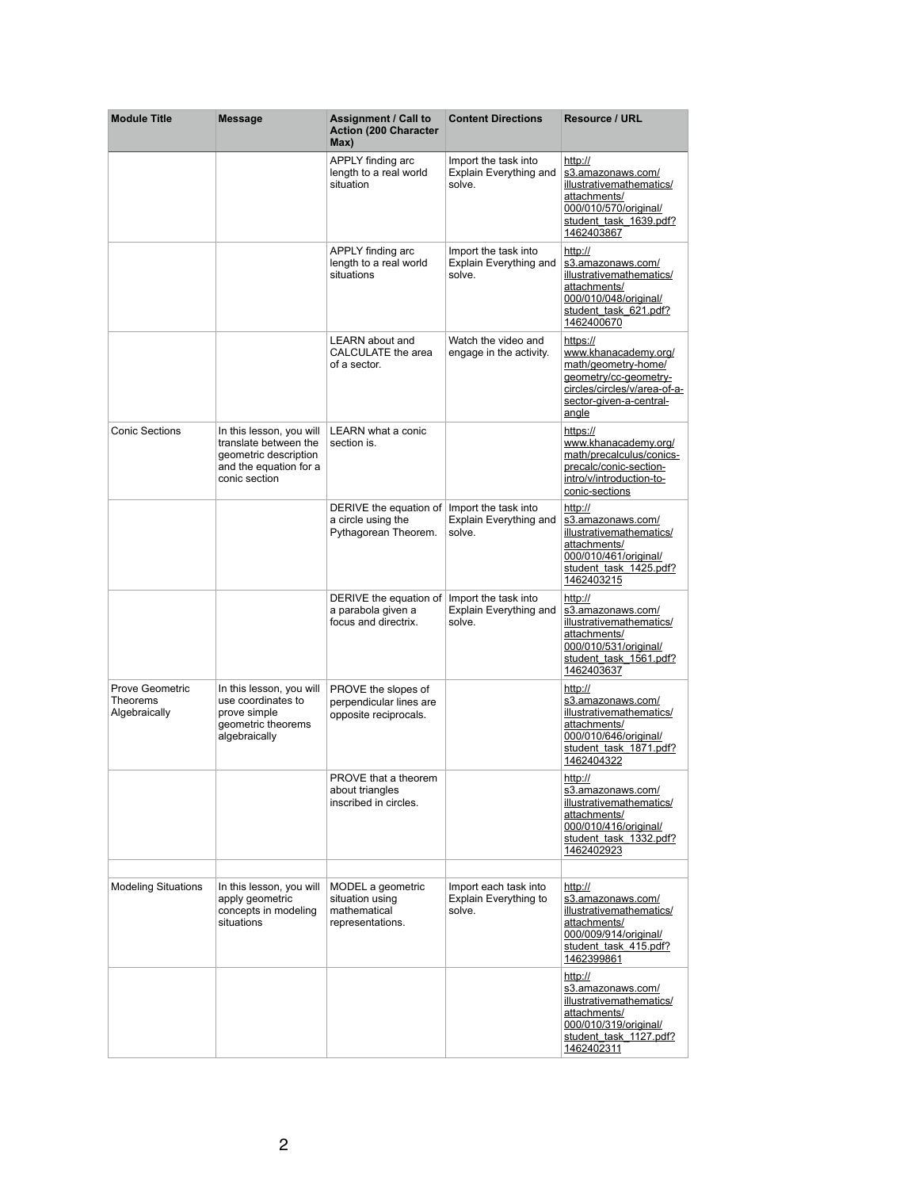| Module Title | Message | Assignment / Call to Action (200 Character Max) | Content Directions | Resource / URL |
|---|---|---|---|---|
| | | APPLY finding arc length to a real world situation | Import the task into Explain Everything and solve. | http://s3.amazonaws.com/illustrativemathematics/attachments/000/010/570/original/student_task_1639.pdf?1462403867 |
| | | APPLY finding arc length to a real world situations | Import the task into Explain Everything and solve. | http://s3.amazonaws.com/illustrativemathematics/attachments/000/010/048/original/student_task_621.pdf?1462400670 |
| | | LEARN about and CALCULATE the area of a sector. | Watch the video and engage in the activity. | https://www.khanacademy.org/math/geometry-home/geometry/cc-geometry-circles/circles/v/area-of-a-sector-given-a-central-angle |
| Conic Sections | In this lesson, you will translate between the geometric description and the equation for a conic section | LEARN what a conic section is. | | https://www.khanacademy.org/math/precalculus/conics-precalc/conic-section-intro/v/introduction-to-conic-sections |
| | | DERIVE the equation of a circle using the Pythagorean Theorem. | Import the task into Explain Everything and solve. | http://s3.amazonaws.com/illustrativemathematics/attachments/000/010/461/original/student_task_1425.pdf?1462403215 |
| | | DERIVE the equation of a parabola given a focus and directrix. | Import the task into Explain Everything and solve. | http://s3.amazonaws.com/illustrativemathematics/attachments/000/010/531/original/student_task_1561.pdf?1462403637 |
| Prove Geometric Theorems Algebraically | In this lesson, you will use coordinates to prove simple geometric theorems algebraically | PROVE the slopes of perpendicular lines are opposite reciprocals. | | http://s3.amazonaws.com/illustrativemathematics/attachments/000/010/646/original/student_task_1871.pdf?1462404322 |
| | | PROVE that a theorem about triangles inscribed in circles. | | http://s3.amazonaws.com/illustrativemathematics/attachments/000/010/416/original/student_task_1332.pdf?1462402923 |
| | | | | |
| Modeling Situations | In this lesson, you will apply geometric concepts in modeling situations | MODEL a geometric situation using mathematical representations. | Import each task into Explain Everything to solve. | http://s3.amazonaws.com/illustrativemathematics/attachments/000/009/914/original/student_task_415.pdf?1462399861 |
| | | | | http://s3.amazonaws.com/illustrativemathematics/attachments/000/010/319/original/student_task_1127.pdf?1462402311 |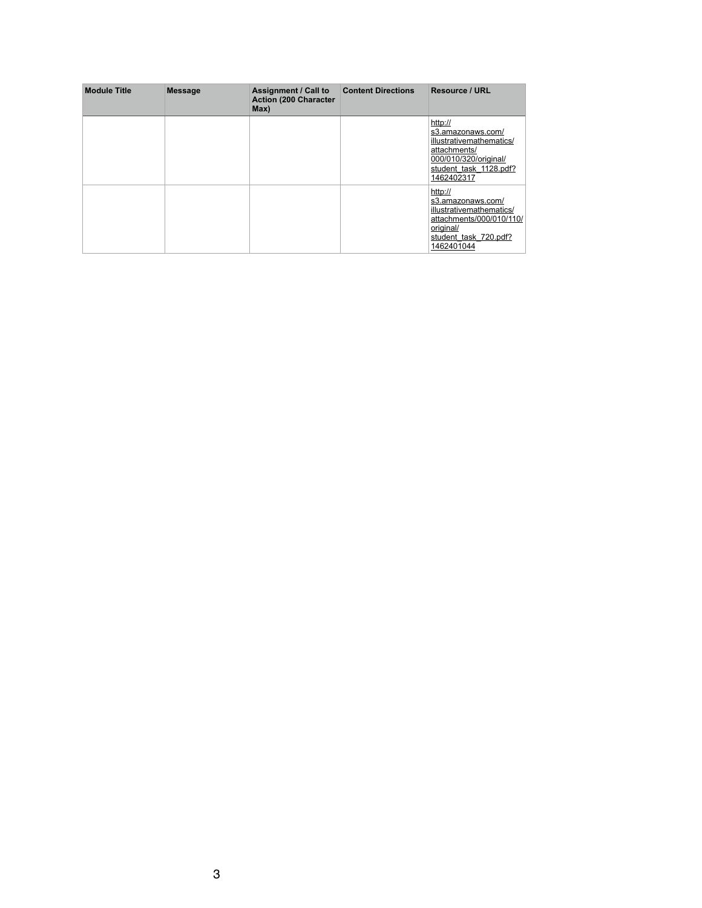| Module Title | Message | Assignment / Call to Action (200 Character Max) | Content Directions | Resource / URL |
|---|---|---|---|---|
| | | | | http://s3.amazonaws.com/illustrativemathematics/attachments/000/010/320/original/student_task_1128.pdf?1462402317 |
| | | | | http://s3.amazonaws.com/illustrativemathematics/attachments/000/010/110/original/student_task_720.pdf?1462401044 |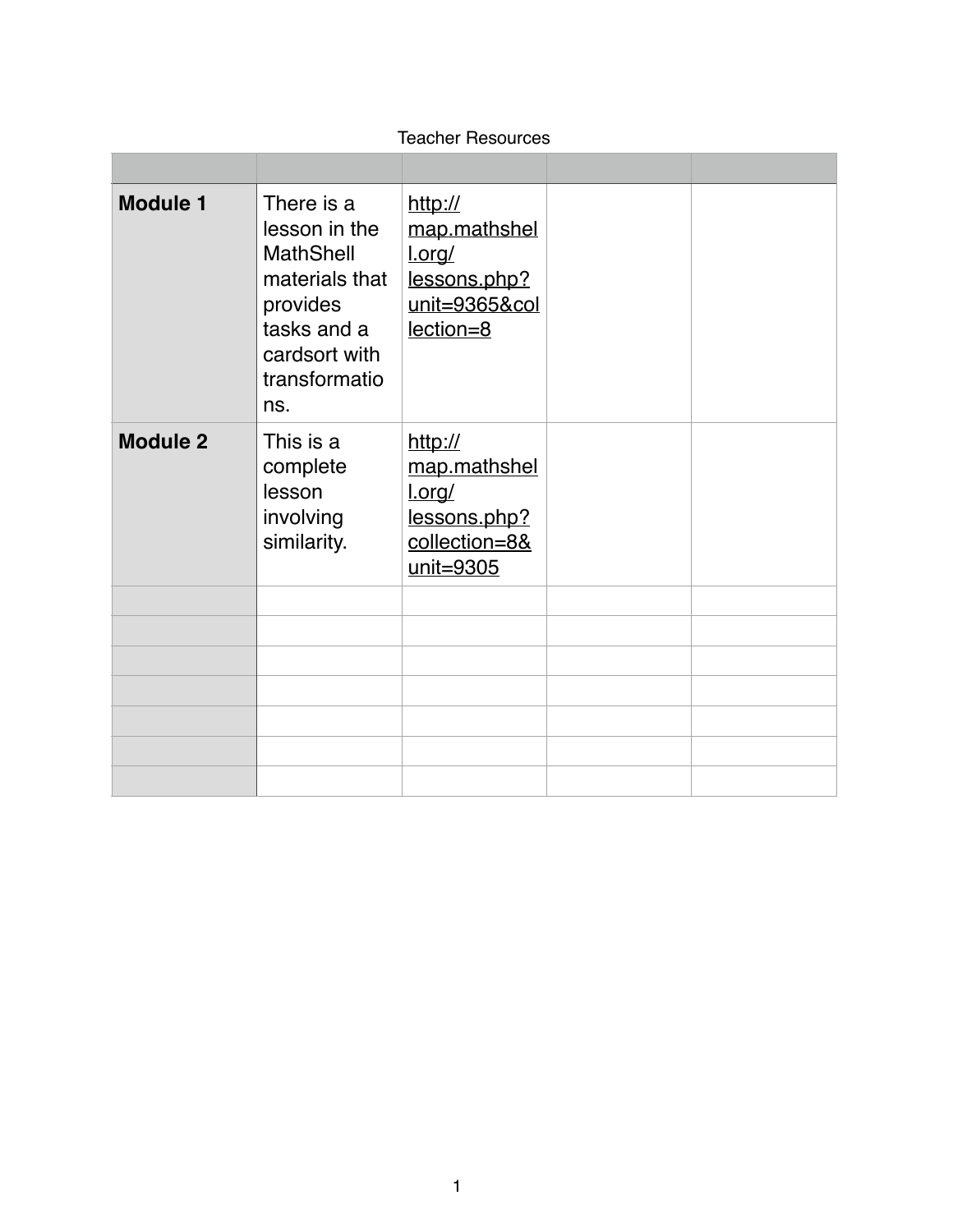Teacher Resources

| | | | | |
|---|---|---|---|---|
| **Module 1** | There is a lesson in the MathShell materials that provides tasks and a cardsort with transformations. | http://map.mathshell.org/lessons.php?unit=9365&collection=8 | | |
| **Module 2** | This is a complete lesson involving similarity. | http://map.mathshell.org/lessons.php?collection=8&unit=9305 | | |
| | | | | |
| | | | | |
| | | | | |
| | | | | |
| | | | | |
| | | | | |
| | | | | |